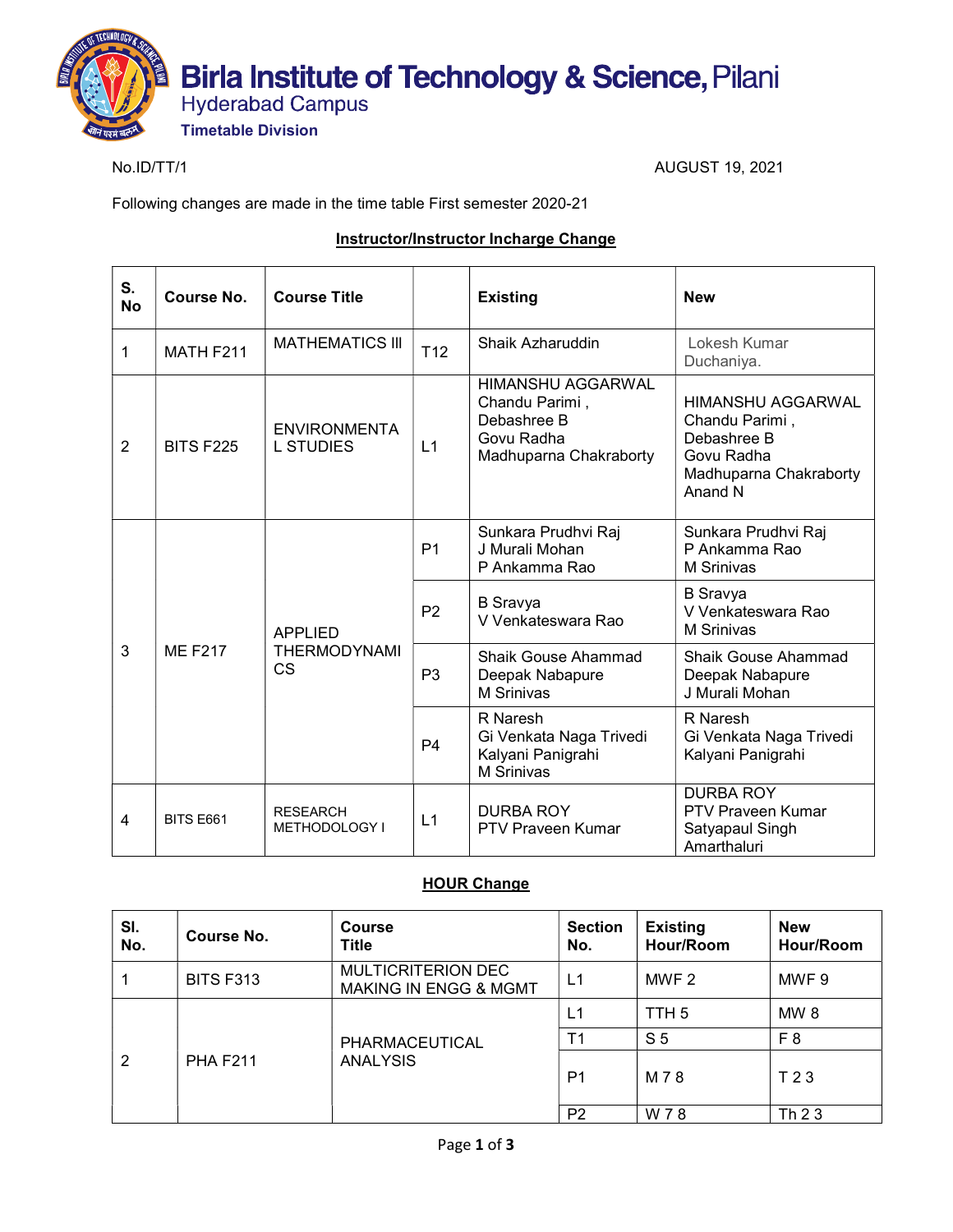# Birla Institute of Technology & Science, Pilani

Hyderabad Campus

**Timetable Division**

No.ID/TT/1 AUGUST 19, 2021

Following changes are made in the time table First semester 2020-21

## Instructor/Instructor Incharge Change

| S. No | Course No. | Course Title | | Existing | New |
|---|---|---|---|---|---|
| 1 | MATH F211 | MATHEMATICS III | T12 | Shaik Azharuddin | Lokesh Kumar Duchaniya. |
| 2 | BITS F225 | ENVIRONMENTAL STUDIES | L1 | HIMANSHU AGGARWAL<br>Chandu Parimi ,<br>Debashree B<br>Govu Radha<br>Madhuparna Chakraborty | HIMANSHU AGGARWAL<br>Chandu Parimi ,<br>Debashree B<br>Govu Radha<br>Madhuparna Chakraborty<br>Anand N |
| 3 | ME F217 | APPLIED THERMODYNAMICS | P1 | Sunkara Prudhvi Raj<br>J Murali Mohan<br>P Ankamma Rao | Sunkara Prudhvi Raj<br>P Ankamma Rao<br>M Srinivas |
| | | | P2 | B Sravya<br>V Venkateswara Rao | B Sravya<br>V Venkateswara Rao<br>M Srinivas |
| | | | P3 | Shaik Gouse Ahammad<br>Deepak Nabapure<br>M Srinivas | Shaik Gouse Ahammad<br>Deepak Nabapure<br>J Murali Mohan |
| | | | P4 | R Naresh<br>Gi Venkata Naga Trivedi<br>Kalyani Panigrahi<br>M Srinivas | R Naresh<br>Gi Venkata Naga Trivedi<br>Kalyani Panigrahi |
| 4 | BITS E661 | RESEARCH METHODOLOGY I | L1 | DURBA ROY<br>PTV Praveen Kumar | DURBA ROY<br>PTV Praveen Kumar<br>Satyapaul Singh Amarthaluri |

## HOUR Change

| Sl. No. | Course No. | Course Title | Section No. | Existing Hour/Room | New Hour/Room |
|---|---|---|---|---|---|
| 1 | BITS F313 | MULTICRITERION DEC MAKING IN ENGG & MGMT | L1 | MWF 2 | MWF 9 |
| 2 | PHA F211 | PHARMACEUTICAL ANALYSIS | L1 | TTH 5 | MW 8 |
| | | | T1 | S 5 | F 8 |
| | | | P1 | M 7 8 | T 2 3 |
| | | | P2 | W 7 8 | Th 2 3 |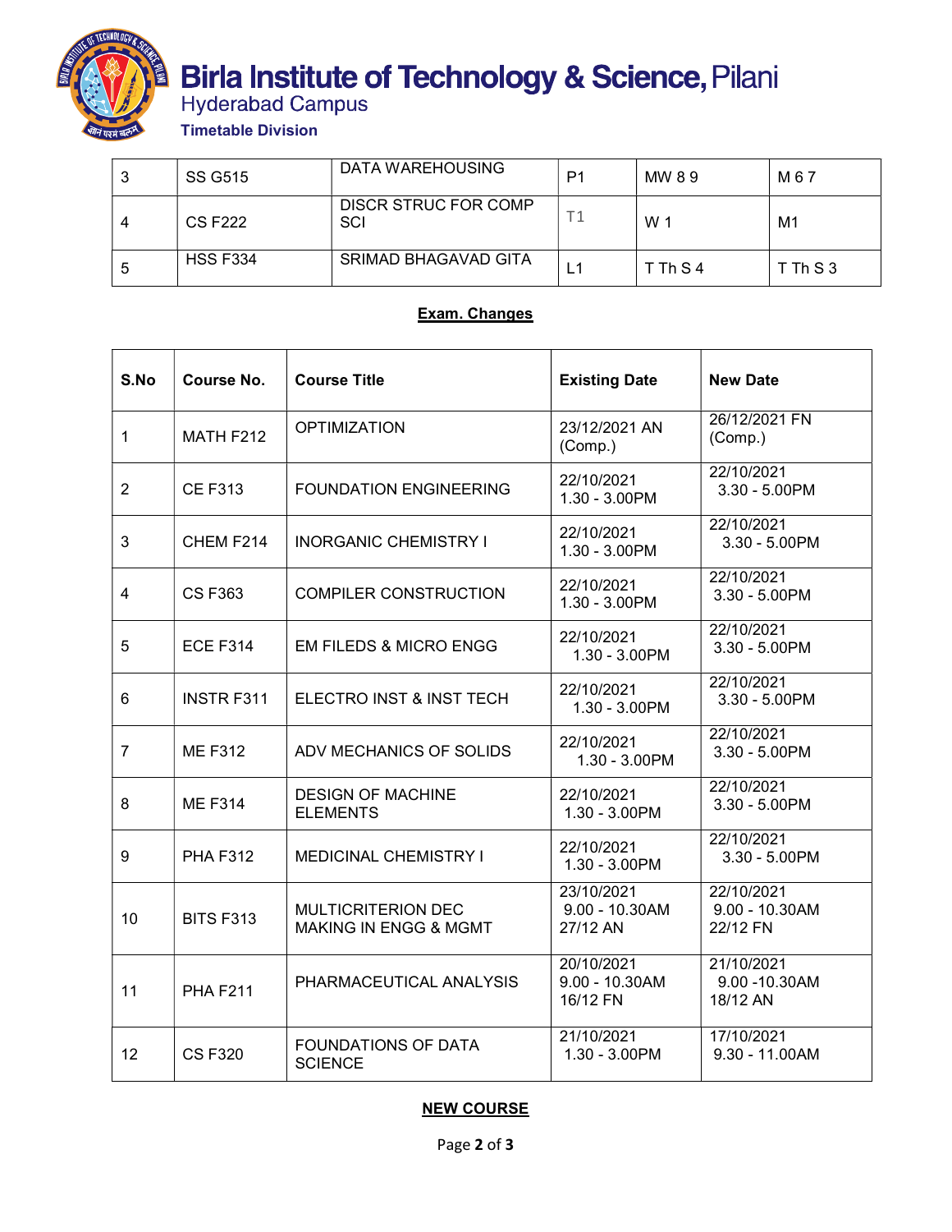| 3 | SS G515 | DATA WAREHOUSING | P1 | MW 8 9 | M 6 7 |
|---|---|---|---|---|---|
| 4 | CS F222 | DISCR STRUC FOR COMP SCI | T1 | W 1 | M1 |
| 5 | HSS F334 | SRIMAD BHAGAVAD GITA | L1 | T Th S 4 | T Th S 3 |

**Exam. Changes**

| S.No | Course No. | Course Title | Existing Date | New Date |
|---|---|---|---|---|
| 1 | MATH F212 | OPTIMIZATION | 23/12/2021 AN (Comp.) | 26/12/2021 FN (Comp.) |
| 2 | CE F313 | FOUNDATION ENGINEERING | 22/10/2021 1.30 - 3.00PM | 22/10/2021 3.30 - 5.00PM |
| 3 | CHEM F214 | INORGANIC CHEMISTRY I | 22/10/2021 1.30 - 3.00PM | 22/10/2021 3.30 - 5.00PM |
| 4 | CS F363 | COMPILER CONSTRUCTION | 22/10/2021 1.30 - 3.00PM | 22/10/2021 3.30 - 5.00PM |
| 5 | ECE F314 | EM FILEDS & MICRO ENGG | 22/10/2021 1.30 - 3.00PM | 22/10/2021 3.30 - 5.00PM |
| 6 | INSTR F311 | ELECTRO INST & INST TECH | 22/10/2021 1.30 - 3.00PM | 22/10/2021 3.30 - 5.00PM |
| 7 | ME F312 | ADV MECHANICS OF SOLIDS | 22/10/2021 1.30 - 3.00PM | 22/10/2021 3.30 - 5.00PM |
| 8 | ME F314 | DESIGN OF MACHINE ELEMENTS | 22/10/2021 1.30 - 3.00PM | 22/10/2021 3.30 - 5.00PM |
| 9 | PHA F312 | MEDICINAL CHEMISTRY I | 22/10/2021 1.30 - 3.00PM | 22/10/2021 3.30 - 5.00PM |
| 10 | BITS F313 | MULTICRITERION DEC MAKING IN ENGG & MGMT | 23/10/2021 9.00 - 10.30AM 27/12 AN | 22/10/2021 9.00 - 10.30AM 22/12 FN |
| 11 | PHA F211 | PHARMACEUTICAL ANALYSIS | 20/10/2021 9.00 - 10.30AM 16/12 FN | 21/10/2021 9.00 -10.30AM 18/12 AN |
| 12 | CS F320 | FOUNDATIONS OF DATA SCIENCE | 21/10/2021 1.30 - 3.00PM | 17/10/2021 9.30 - 11.00AM |

**NEW COURSE**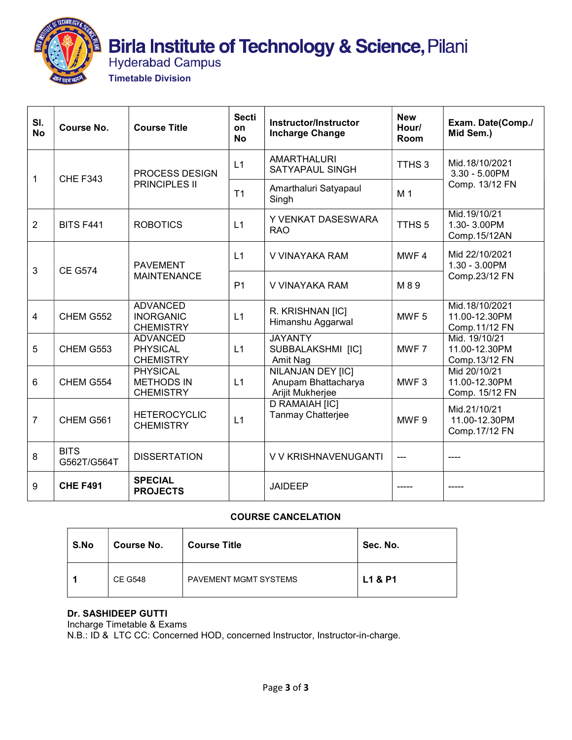# Birla Institute of Technology & Science, Pilani

Hyderabad Campus

**Timetable Division**

| Sl. No | Course No. | Course Title | Section No | Instructor/Instructor Incharge Change | New Hour/ Room | Exam. Date(Comp./ Mid Sem.) |
|---|---|---|---|---|---|---|
| 1 | CHE F343 | PROCESS DESIGN PRINCIPLES II | L1 | AMARTHALURI SATYAPAUL SINGH | TTHS 3 | Mid.18/10/2021 3.30 - 5.00PM Comp. 13/12 FN |
| | | | T1 | Amarthaluri Satyapaul Singh | M 1 | |
| 2 | BITS F441 | ROBOTICS | L1 | Y VENKAT DASESWARA RAO | TTHS 5 | Mid.19/10/21 1.30- 3.00PM Comp.15/12AN |
| 3 | CE G574 | PAVEMENT MAINTENANCE | L1 | V VINAYAKA RAM | MWF 4 | Mid 22/10/2021 1.30 - 3.00PM Comp.23/12 FN |
| | | | P1 | V VINAYAKA RAM | M 8 9 | |
| 4 | CHEM G552 | ADVANCED INORGANIC CHEMISTRY | L1 | R. KRISHNAN [IC] Himanshu Aggarwal | MWF 5 | Mid.18/10/2021 11.00-12.30PM Comp.11/12 FN |
| 5 | CHEM G553 | ADVANCED PHYSICAL CHEMISTRY | L1 | JAYANTY SUBBALAKSHMI [IC] Amit Nag | MWF 7 | Mid. 19/10/21 11.00-12.30PM Comp.13/12 FN |
| 6 | CHEM G554 | PHYSICAL METHODS IN CHEMISTRY | L1 | NILANJAN DEY [IC] Anupam Bhattacharya Arijit Mukherjee | MWF 3 | Mid 20/10/21 11.00-12.30PM Comp. 15/12 FN |
| 7 | CHEM G561 | HETEROCYCLIC CHEMISTRY | L1 | D RAMAIAH [IC] Tanmay Chatterjee | MWF 9 | Mid.21/10/21 11.00-12.30PM Comp.17/12 FN |
| 8 | BITS G562T/G564T | DISSERTATION | | V V KRISHNAVENUGANTI | --- | ---- |
| 9 | **CHE F491** | **SPECIAL PROJECTS** | | JAIDEEP | ----- | ----- |

**COURSE CANCELATION**

| S.No | Course No. | Course Title | Sec. No. |
|---|---|---|---|
| **1** | CE G548 | PAVEMENT MGMT SYSTEMS | **L1 & P1** |

**Dr. SASHIDEEP GUTTI**
Incharge Timetable & Exams
N.B.: ID & LTC CC: Concerned HOD, concerned Instructor, Instructor-in-charge.